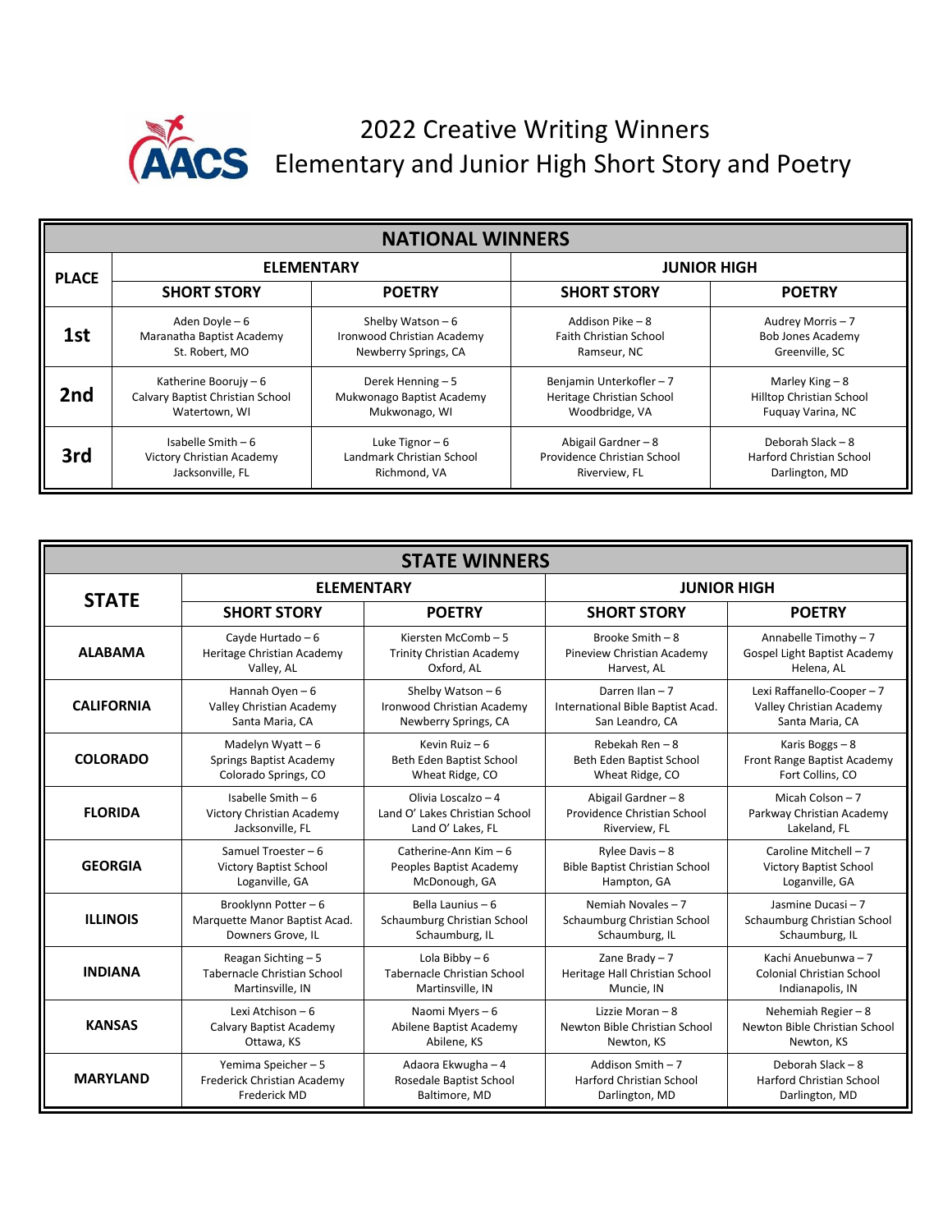# 2022 Creative Writing Winners
## Elementary and Junior High Short Story and Poetry

| NATIONAL WINNERS | | | | |
|---|---|---|---|---|
| **PLACE** | **ELEMENTARY** | | **JUNIOR HIGH** | |
| | **SHORT STORY** | **POETRY** | **SHORT STORY** | **POETRY** |
| **1st** | Aden Doyle – 6<br>Maranatha Baptist Academy<br>St. Robert, MO | Shelby Watson – 6<br>Ironwood Christian Academy<br>Newberry Springs, CA | Addison Pike – 8<br>Faith Christian School<br>Ramseur, NC | Audrey Morris – 7<br>Bob Jones Academy<br>Greenville, SC |
| **2nd** | Katherine Boorujy – 6<br>Calvary Baptist Christian School<br>Watertown, WI | Derek Henning – 5<br>Mukwonago Baptist Academy<br>Mukwonago, WI | Benjamin Unterkofler – 7<br>Heritage Christian School<br>Woodbridge, VA | Marley King – 8<br>Hilltop Christian School<br>Fuquay Varina, NC |
| **3rd** | Isabelle Smith – 6<br>Victory Christian Academy<br>Jacksonville, FL | Luke Tignor – 6<br>Landmark Christian School<br>Richmond, VA | Abigail Gardner – 8<br>Providence Christian School<br>Riverview, FL | Deborah Slack – 8<br>Harford Christian School<br>Darlington, MD |

| STATE WINNERS | | | | |
|---|---|---|---|---|
| **STATE** | **ELEMENTARY** | | **JUNIOR HIGH** | |
| | **SHORT STORY** | **POETRY** | **SHORT STORY** | **POETRY** |
| **ALABAMA** | Cayde Hurtado – 6<br>Heritage Christian Academy<br>Valley, AL | Kiersten McComb – 5<br>Trinity Christian Academy<br>Oxford, AL | Brooke Smith – 8<br>Pineview Christian Academy<br>Harvest, AL | Annabelle Timothy – 7<br>Gospel Light Baptist Academy<br>Helena, AL |
| **CALIFORNIA** | Hannah Oyen – 6<br>Valley Christian Academy<br>Santa Maria, CA | Shelby Watson – 6<br>Ironwood Christian Academy<br>Newberry Springs, CA | Darren Ilan – 7<br>International Bible Baptist Acad.<br>San Leandro, CA | Lexi Raffanello-Cooper – 7<br>Valley Christian Academy<br>Santa Maria, CA |
| **COLORADO** | Madelyn Wyatt – 6<br>Springs Baptist Academy<br>Colorado Springs, CO | Kevin Ruiz – 6<br>Beth Eden Baptist School<br>Wheat Ridge, CO | Rebekah Ren – 8<br>Beth Eden Baptist School<br>Wheat Ridge, CO | Karis Boggs – 8<br>Front Range Baptist Academy<br>Fort Collins, CO |
| **FLORIDA** | Isabelle Smith – 6<br>Victory Christian Academy<br>Jacksonville, FL | Olivia Loscalzo – 4<br>Land O' Lakes Christian School<br>Land O' Lakes, FL | Abigail Gardner – 8<br>Providence Christian School<br>Riverview, FL | Micah Colson – 7<br>Parkway Christian Academy<br>Lakeland, FL |
| **GEORGIA** | Samuel Troester – 6<br>Victory Baptist School<br>Loganville, GA | Catherine-Ann Kim – 6<br>Peoples Baptist Academy<br>McDonough, GA | Rylee Davis – 8<br>Bible Baptist Christian School<br>Hampton, GA | Caroline Mitchell – 7<br>Victory Baptist School<br>Loganville, GA |
| **ILLINOIS** | Brooklynn Potter – 6<br>Marquette Manor Baptist Acad.<br>Downers Grove, IL | Bella Launius – 6<br>Schaumburg Christian School<br>Schaumburg, IL | Nemiah Novales – 7<br>Schaumburg Christian School<br>Schaumburg, IL | Jasmine Ducasi – 7<br>Schaumburg Christian School<br>Schaumburg, IL |
| **INDIANA** | Reagan Sichting – 5<br>Tabernacle Christian School<br>Martinsville, IN | Lola Bibby – 6<br>Tabernacle Christian School<br>Martinsville, IN | Zane Brady – 7<br>Heritage Hall Christian School<br>Muncie, IN | Kachi Anuebunwa – 7<br>Colonial Christian School<br>Indianapolis, IN |
| **KANSAS** | Lexi Atchison – 6<br>Calvary Baptist Academy<br>Ottawa, KS | Naomi Myers – 6<br>Abilene Baptist Academy<br>Abilene, KS | Lizzie Moran – 8<br>Newton Bible Christian School<br>Newton, KS | Nehemiah Regier – 8<br>Newton Bible Christian School<br>Newton, KS |
| **MARYLAND** | Yemima Speicher – 5<br>Frederick Christian Academy<br>Frederick MD | Adaora Ekwugha – 4<br>Rosedale Baptist School<br>Baltimore, MD | Addison Smith – 7<br>Harford Christian School<br>Darlington, MD | Deborah Slack – 8<br>Harford Christian School<br>Darlington, MD |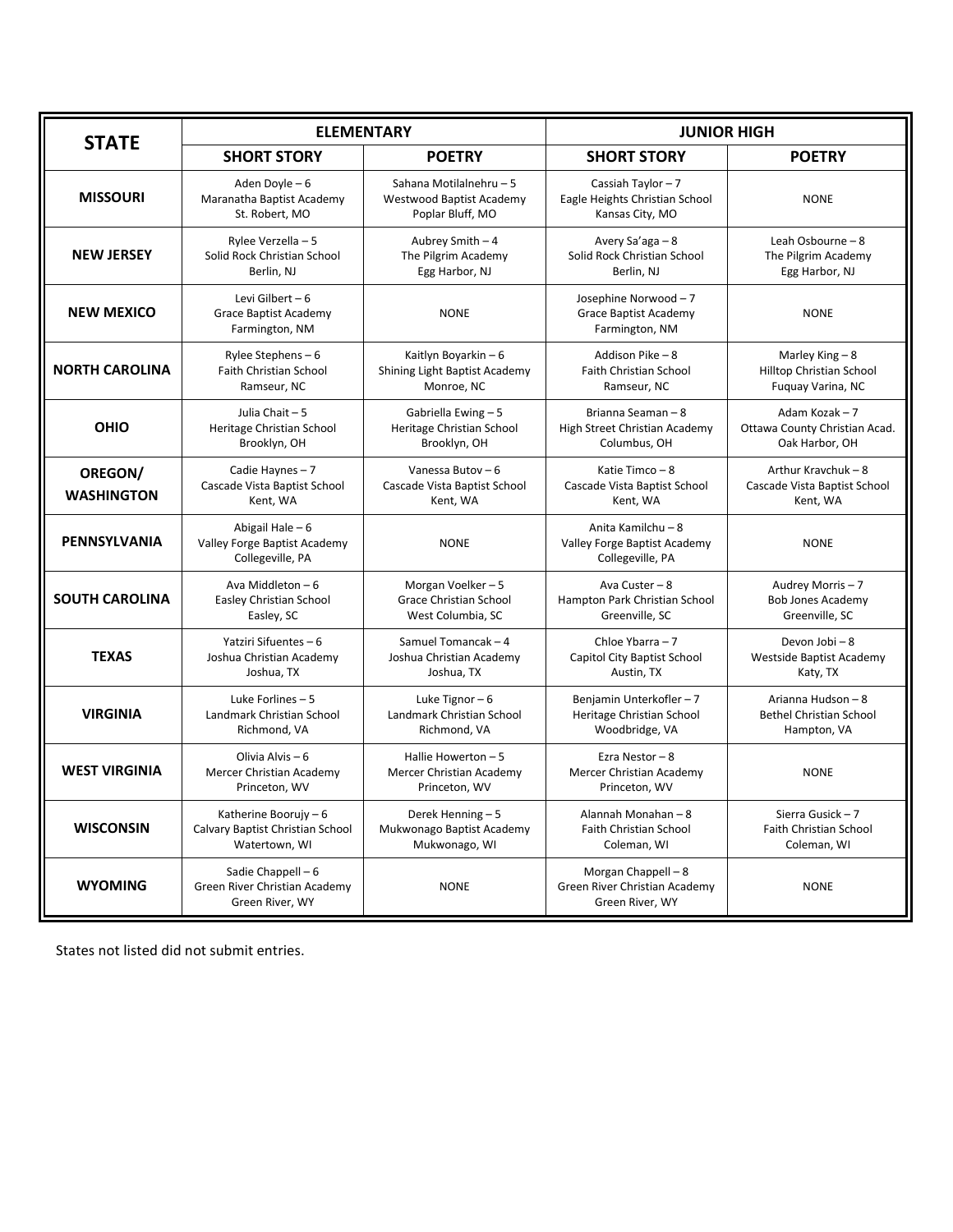| STATE | ELEMENTARY | | JUNIOR HIGH | |
|---|---|---|---|---|
| | SHORT STORY | POETRY | SHORT STORY | POETRY |
| MISSOURI | Aden Doyle – 6<br>Maranatha Baptist Academy<br>St. Robert, MO | Sahana Motilalnehru – 5<br>Westwood Baptist Academy<br>Poplar Bluff, MO | Cassiah Taylor – 7<br>Eagle Heights Christian School<br>Kansas City, MO | NONE |
| NEW JERSEY | Rylee Verzella – 5<br>Solid Rock Christian School<br>Berlin, NJ | Aubrey Smith – 4<br>The Pilgrim Academy<br>Egg Harbor, NJ | Avery Sa'aga – 8<br>Solid Rock Christian School<br>Berlin, NJ | Leah Osbourne – 8<br>The Pilgrim Academy<br>Egg Harbor, NJ |
| NEW MEXICO | Levi Gilbert – 6<br>Grace Baptist Academy<br>Farmington, NM | NONE | Josephine Norwood – 7<br>Grace Baptist Academy<br>Farmington, NM | NONE |
| NORTH CAROLINA | Rylee Stephens – 6<br>Faith Christian School<br>Ramseur, NC | Kaitlyn Boyarkin – 6<br>Shining Light Baptist Academy<br>Monroe, NC | Addison Pike – 8<br>Faith Christian School<br>Ramseur, NC | Marley King – 8<br>Hilltop Christian School<br>Fuquay Varina, NC |
| OHIO | Julia Chait – 5<br>Heritage Christian School<br>Brooklyn, OH | Gabriella Ewing – 5<br>Heritage Christian School<br>Brooklyn, OH | Brianna Seaman – 8<br>High Street Christian Academy<br>Columbus, OH | Adam Kozak – 7<br>Ottawa County Christian Acad.<br>Oak Harbor, OH |
| OREGON/ WASHINGTON | Cadie Haynes – 7<br>Cascade Vista Baptist School<br>Kent, WA | Vanessa Butov – 6<br>Cascade Vista Baptist School<br>Kent, WA | Katie Timco – 8<br>Cascade Vista Baptist School<br>Kent, WA | Arthur Kravchuk – 8<br>Cascade Vista Baptist School<br>Kent, WA |
| PENNSYLVANIA | Abigail Hale – 6<br>Valley Forge Baptist Academy<br>Collegeville, PA | NONE | Anita Kamilchu – 8<br>Valley Forge Baptist Academy<br>Collegeville, PA | NONE |
| SOUTH CAROLINA | Ava Middleton – 6<br>Easley Christian School<br>Easley, SC | Morgan Voelker – 5<br>Grace Christian School<br>West Columbia, SC | Ava Custer – 8<br>Hampton Park Christian School<br>Greenville, SC | Audrey Morris – 7<br>Bob Jones Academy<br>Greenville, SC |
| TEXAS | Yatziri Sifuentes – 6<br>Joshua Christian Academy<br>Joshua, TX | Samuel Tomancak – 4<br>Joshua Christian Academy<br>Joshua, TX | Chloe Ybarra – 7<br>Capitol City Baptist School<br>Austin, TX | Devon Jobi – 8<br>Westside Baptist Academy<br>Katy, TX |
| VIRGINIA | Luke Forlines – 5<br>Landmark Christian School<br>Richmond, VA | Luke Tignor – 6<br>Landmark Christian School<br>Richmond, VA | Benjamin Unterkofler – 7<br>Heritage Christian School<br>Woodbridge, VA | Arianna Hudson – 8<br>Bethel Christian School<br>Hampton, VA |
| WEST VIRGINIA | Olivia Alvis – 6<br>Mercer Christian Academy<br>Princeton, WV | Hallie Howerton – 5<br>Mercer Christian Academy<br>Princeton, WV | Ezra Nestor – 8<br>Mercer Christian Academy<br>Princeton, WV | NONE |
| WISCONSIN | Katherine Boorujy – 6<br>Calvary Baptist Christian School<br>Watertown, WI | Derek Henning – 5<br>Mukwonago Baptist Academy<br>Mukwonago, WI | Alannah Monahan – 8<br>Faith Christian School<br>Coleman, WI | Sierra Gusick – 7<br>Faith Christian School<br>Coleman, WI |
| WYOMING | Sadie Chappell – 6<br>Green River Christian Academy<br>Green River, WY | NONE | Morgan Chappell – 8<br>Green River Christian Academy<br>Green River, WY | NONE |

States not listed did not submit entries.